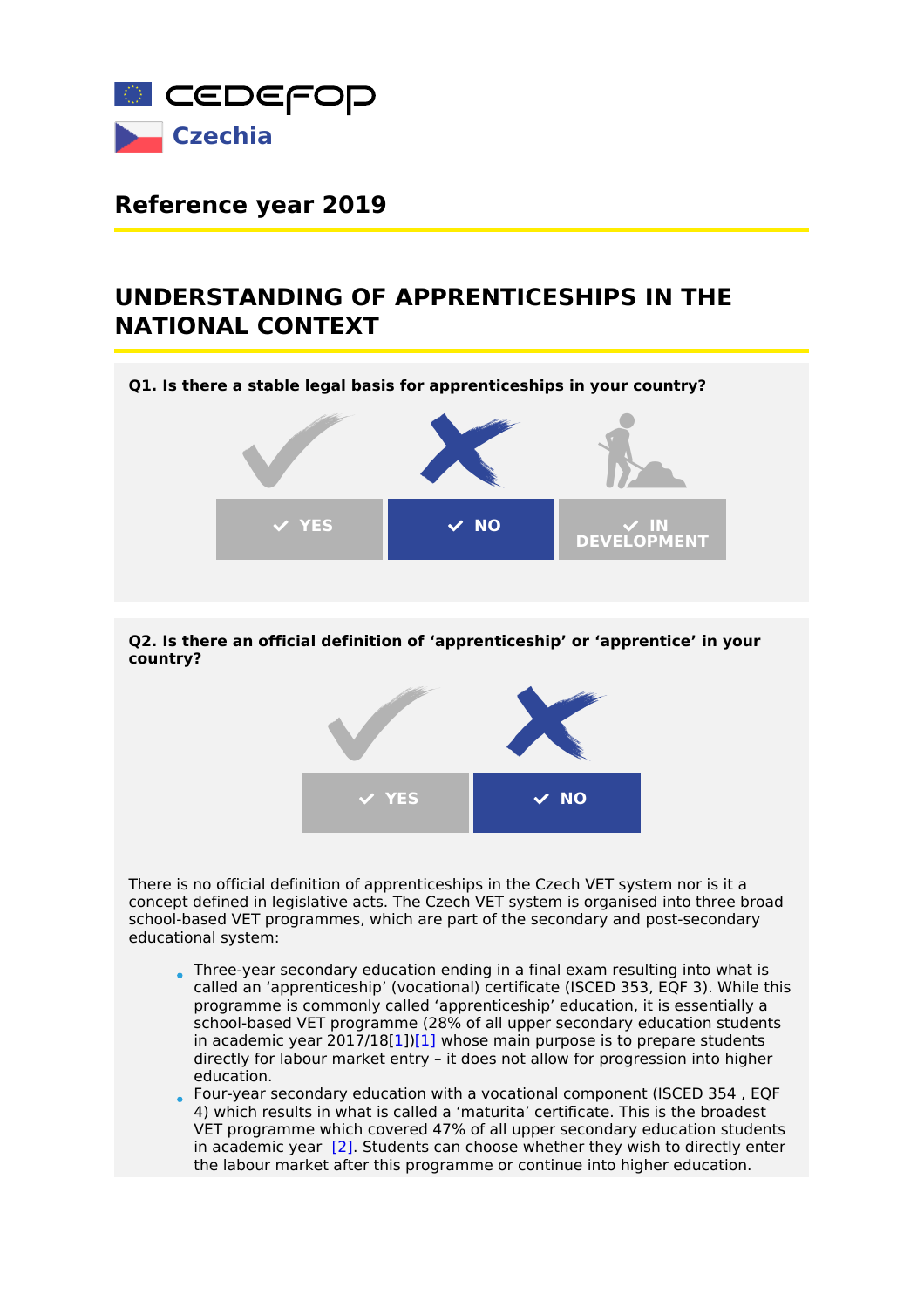cedefop

Czechia

## Reference year 2019

# UNDERSTANDING OF APPRENTICESHIPS IN THE NATIONAL CONTEXT

**Q1. Is there a stable legal basis for apprenticeships in your country?**

YES NO IN DEVELOPMENT

**Q2. Is there an official definition of 'apprenticeship' or 'apprentice' in your country?**

YES NO

There is no official definition of apprenticeships in the Czech VET system nor is it a concept defined in legislative acts. The Czech VET system is organised into three broad school-based VET programmes, which are part of the secondary and post-secondary educational system:

- Three-year secondary education ending in a final exam resulting into what is called an 'apprenticeship' (vocational) certificate (ISCED 353, EQF 3). While this programme is commonly called 'apprenticeship' education, it is essentially a school-based VET programme (28% of all upper secondary education students in academic year 2017/18[1])[1] whose main purpose is to prepare students directly for labour market entry – it does not allow for progression into higher education.
- Four-year secondary education with a vocational component (ISCED 354 , EQF 4) which results in what is called a 'maturita' certificate. This is the broadest VET programme which covered 47% of all upper secondary education students in academic year [2]. Students can choose whether they wish to directly enter the labour market after this programme or continue into higher education.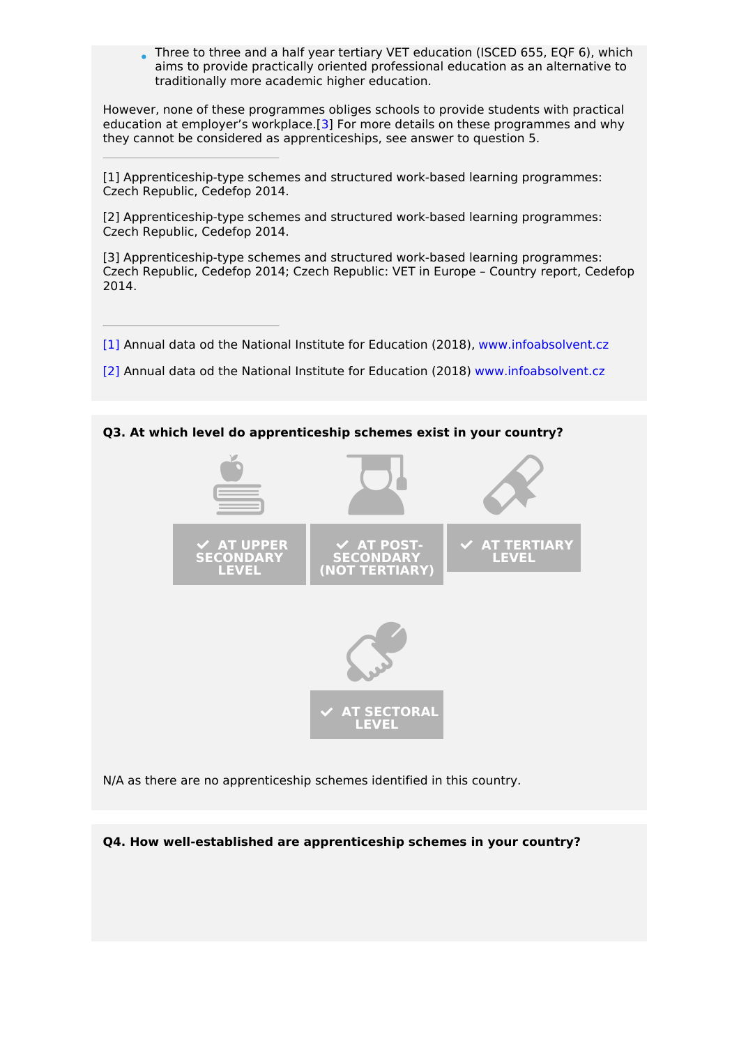- Three to three and a half year tertiary VET education (ISCED 655, EQF 6), which aims to provide practically oriented professional education as an alternative to traditionally more academic higher education.

However, none of these programmes obliges schools to provide students with practical education at employer's workplace.[3] For more details on these programmes and why they cannot be considered as apprenticeships, see answer to question 5.

---

[1] Apprenticeship-type schemes and structured work-based learning programmes: Czech Republic, Cedefop 2014.

[2] Apprenticeship-type schemes and structured work-based learning programmes: Czech Republic, Cedefop 2014.

[3] Apprenticeship-type schemes and structured work-based learning programmes: Czech Republic, Cedefop 2014; Czech Republic: VET in Europe – Country report, Cedefop 2014.

---

[1] Annual data od the National Institute for Education (2018), www.infoabsolvent.cz

[2] Annual data od the National Institute for Education (2018) www.infoabsolvent.cz

**Q3. At which level do apprenticeship schemes exist in your country?**

AT UPPER SECONDARY LEVEL

AT POST-SECONDARY (NOT TERTIARY)

AT TERTIARY LEVEL

AT SECTORAL LEVEL

N/A as there are no apprenticeship schemes identified in this country.

**Q4. How well-established are apprenticeship schemes in your country?**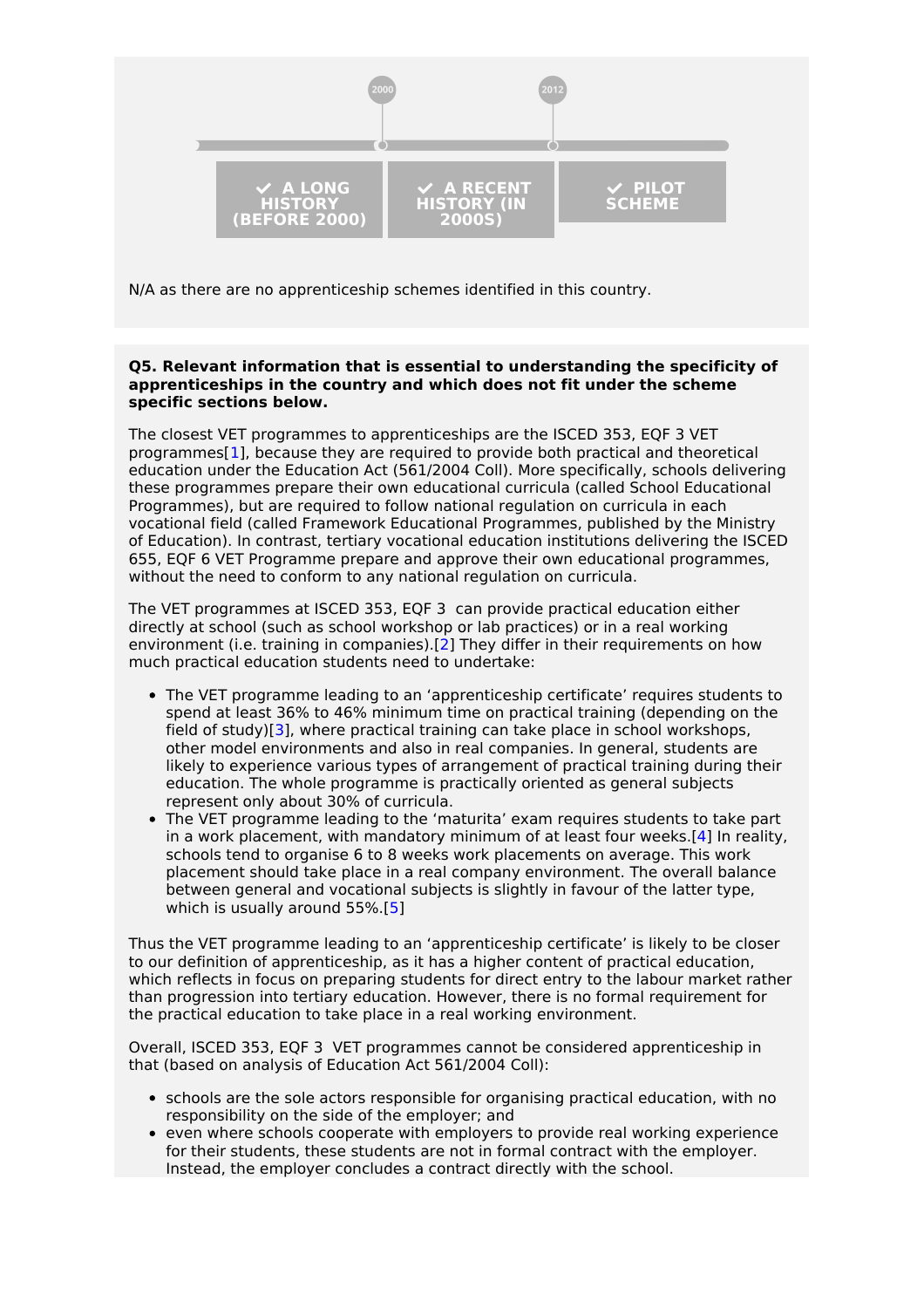2000

2012

✔ A LONG HISTORY (BEFORE 2000)

✔ A RECENT HISTORY (IN 2000S)

✔ PILOT SCHEME

N/A as there are no apprenticeship schemes identified in this country.

**Q5. Relevant information that is essential to understanding the specificity of apprenticeships in the country and which does not fit under the scheme specific sections below.**

The closest VET programmes to apprenticeships are the ISCED 353, EQF 3 VET programmes[1], because they are required to provide both practical and theoretical education under the Education Act (561/2004 Coll). More specifically, schools delivering these programmes prepare their own educational curricula (called School Educational Programmes), but are required to follow national regulation on curricula in each vocational field (called Framework Educational Programmes, published by the Ministry of Education). In contrast, tertiary vocational education institutions delivering the ISCED 655, EQF 6 VET Programme prepare and approve their own educational programmes, without the need to conform to any national regulation on curricula.

The VET programmes at ISCED 353, EQF 3 can provide practical education either directly at school (such as school workshop or lab practices) or in a real working environment (i.e. training in companies).[2] They differ in their requirements on how much practical education students need to undertake:

- The VET programme leading to an 'apprenticeship certificate' requires students to spend at least 36% to 46% minimum time on practical training (depending on the field of study)[3], where practical training can take place in school workshops, other model environments and also in real companies. In general, students are likely to experience various types of arrangement of practical training during their education. The whole programme is practically oriented as general subjects represent only about 30% of curricula.
- The VET programme leading to the 'maturita' exam requires students to take part in a work placement, with mandatory minimum of at least four weeks.[4] In reality, schools tend to organise 6 to 8 weeks work placements on average. This work placement should take place in a real company environment. The overall balance between general and vocational subjects is slightly in favour of the latter type, which is usually around 55%.[5]

Thus the VET programme leading to an 'apprenticeship certificate' is likely to be closer to our definition of apprenticeship, as it has a higher content of practical education, which reflects in focus on preparing students for direct entry to the labour market rather than progression into tertiary education. However, there is no formal requirement for the practical education to take place in a real working environment.

Overall, ISCED 353, EQF 3 VET programmes cannot be considered apprenticeship in that (based on analysis of Education Act 561/2004 Coll):

- schools are the sole actors responsible for organising practical education, with no responsibility on the side of the employer; and
- even where schools cooperate with employers to provide real working experience for their students, these students are not in formal contract with the employer. Instead, the employer concludes a contract directly with the school.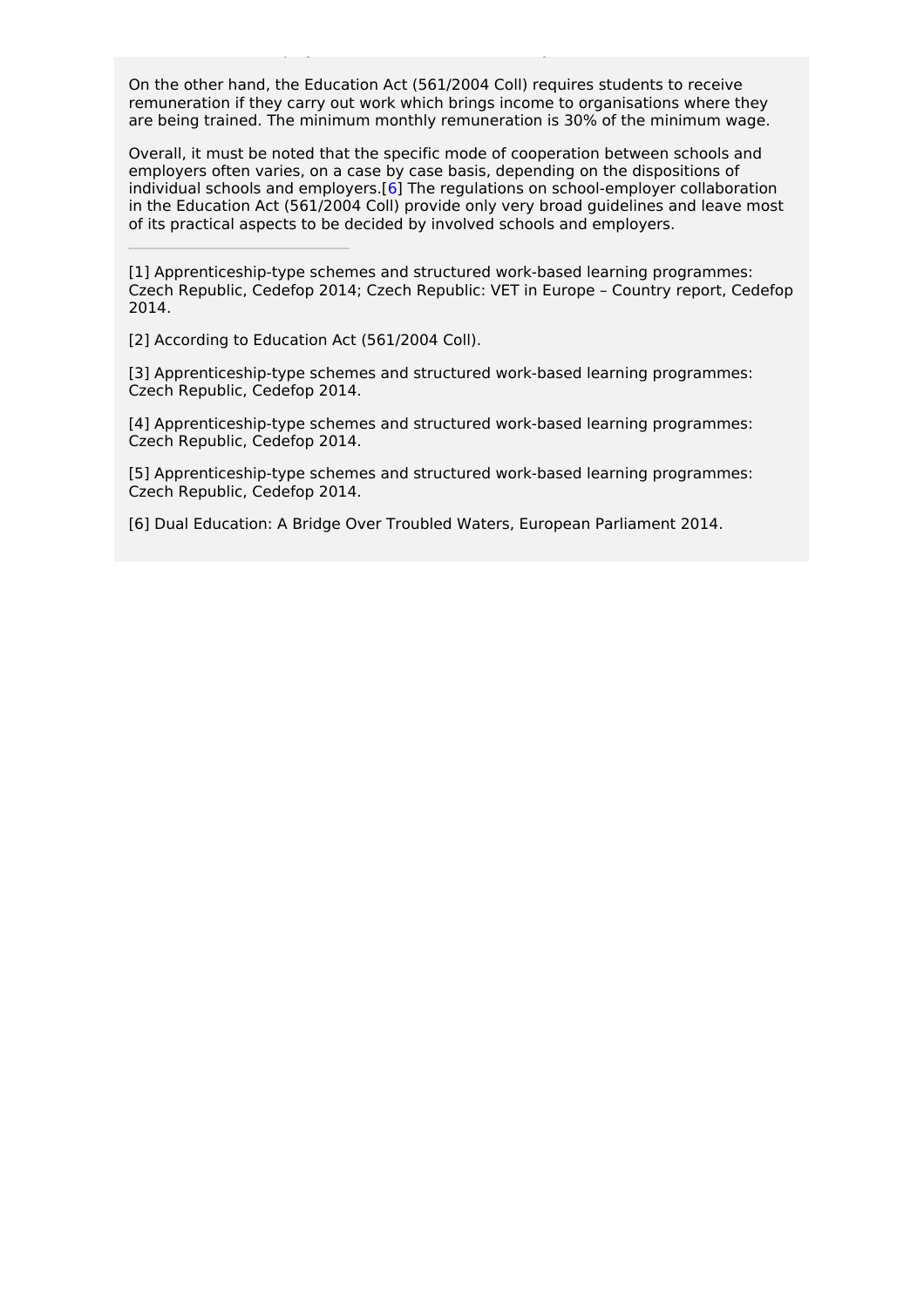On the other hand, the Education Act (561/2004 Coll) requires students to receive remuneration if they carry out work which brings income to organisations where they are being trained. The minimum monthly remuneration is 30% of the minimum wage.

Overall, it must be noted that the specific mode of cooperation between schools and employers often varies, on a case by case basis, depending on the dispositions of individual schools and employers.[6] The regulations on school-employer collaboration in the Education Act (561/2004 Coll) provide only very broad guidelines and leave most of its practical aspects to be decided by involved schools and employers.

---

[1] Apprenticeship-type schemes and structured work-based learning programmes: Czech Republic, Cedefop 2014; Czech Republic: VET in Europe – Country report, Cedefop 2014.

[2] According to Education Act (561/2004 Coll).

[3] Apprenticeship-type schemes and structured work-based learning programmes: Czech Republic, Cedefop 2014.

[4] Apprenticeship-type schemes and structured work-based learning programmes: Czech Republic, Cedefop 2014.

[5] Apprenticeship-type schemes and structured work-based learning programmes: Czech Republic, Cedefop 2014.

[6] Dual Education: A Bridge Over Troubled Waters, European Parliament 2014.